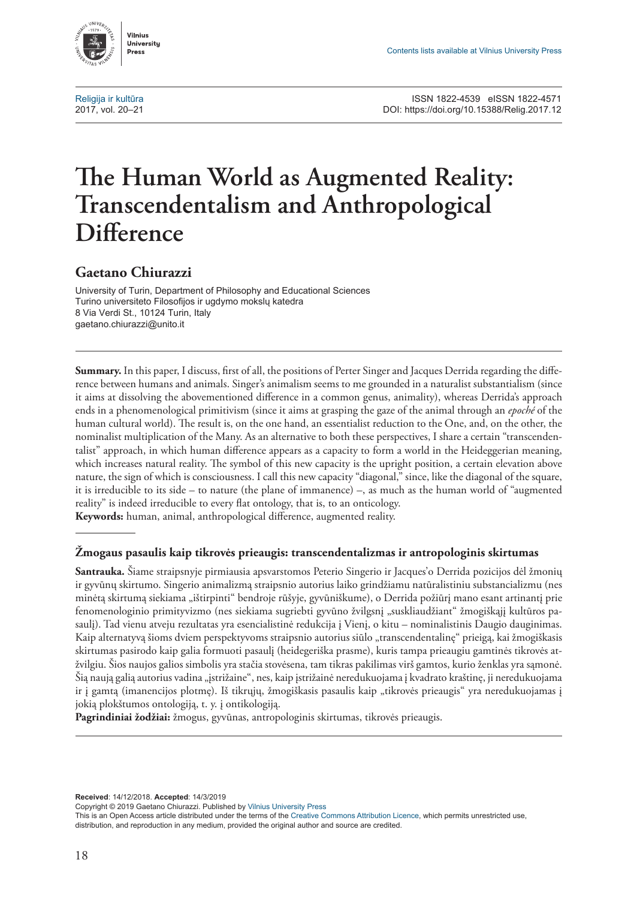Contents lists available at Vilnius University Press

Religija ir kultūra
2017, vol. 20–21

ISSN 1822-4539 eISSN 1822-4571
DOI: https://doi.org/10.15388/Relig.2017.12

# The Human World as Augmented Reality: Transcendentalism and Anthropological Difference

## Gaetano Chiurazzi

University of Turin, Department of Philosophy and Educational Sciences
Turino universiteto Filosofijos ir ugdymo mokslų katedra
8 Via Verdi St., 10124 Turin, Italy
gaetano.chiurazzi@unito.it

**Summary.** In this paper, I discuss, first of all, the positions of Perter Singer and Jacques Derrida regarding the difference between humans and animals. Singer's animalism seems to me grounded in a naturalist substantialism (since it aims at dissolving the abovementioned difference in a common genus, animality), whereas Derrida's approach ends in a phenomenological primitivism (since it aims at grasping the gaze of the animal through an *epoché* of the human cultural world). The result is, on the one hand, an essentialist reduction to the One, and, on the other, the nominalist multiplication of the Many. As an alternative to both these perspectives, I share a certain "transcendentalist" approach, in which human difference appears as a capacity to form a world in the Heideggerian meaning, which increases natural reality. The symbol of this new capacity is the upright position, a certain elevation above nature, the sign of which is consciousness. I call this new capacity "diagonal," since, like the diagonal of the square, it is irreducible to its side – to nature (the plane of immanence) –, as much as the human world of "augmented reality" is indeed irreducible to every flat ontology, that is, to an onticology.

**Keywords:** human, animal, anthropological difference, augmented reality.

---

### Žmogaus pasaulis kaip tikrovės prieaugis: transcendentalizmas ir antropologinis skirtumas

**Santrauka.** Šiame straipsnyje pirmiausia apsvarstomos Peterio Singerio ir Jacques'o Derrida pozicijos dėl žmonių ir gyvūnų skirtumo. Singerio animalizmą straipsnio autorius laiko grindžiamu natūralistiniu substancializmu (nes minėtą skirtumą siekiama „ištirpinti" bendroje rūšyje, gyvūniškume), o Derrida požiūrį mano esant artinantį prie fenomenologinio primityvizmo (nes siekiama sugriebti gyvūno žvilgsnį „suskliaudžiant" žmogiškąjį kultūros pasaulį). Tad vienu atveju rezultatas yra esencialistinė redukcija į Vienį, o kitu – nominalistinis Daugio dauginimas. Kaip alternatyvą šioms dviem perspektyvoms straipsnio autorius siūlo „transcendentalinę" prieigą, kai žmogiškasis skirtumas pasirodo kaip galia formuoti pasaulį (heidegeriška prasme), kuris tampa prieaugiu gamtinės tikrovės atžvilgiu. Šios naujos galios simbolis yra stačia stovėsena, tam tikras pakilimas virš gamtos, kurio ženklas yra sąmonė. Šią naują galią autorius vadina „įstrižaine", nes, kaip įstrižainė neredukuojama į kvadrato kraštinę, ji neredukuojama ir į gamtą (imanencijos plotmę). Iš tikrųjų, žmogiškasis pasaulis kaip „tikrovės prieaugis" yra neredukuojamas į jokią plokštumos ontologiją, t. y. į ontikologiją.

**Pagrindiniai žodžiai:** žmogus, gyvūnas, antropologinis skirtumas, tikrovės prieaugis.

---

**Received**: 14/12/2018. **Accepted**: 14/3/2019
Copyright © 2019 Gaetano Chiurazzi. Published by Vilnius University Press
This is an Open Access article distributed under the terms of the Creative Commons Attribution Licence, which permits unrestricted use, distribution, and reproduction in any medium, provided the original author and source are credited.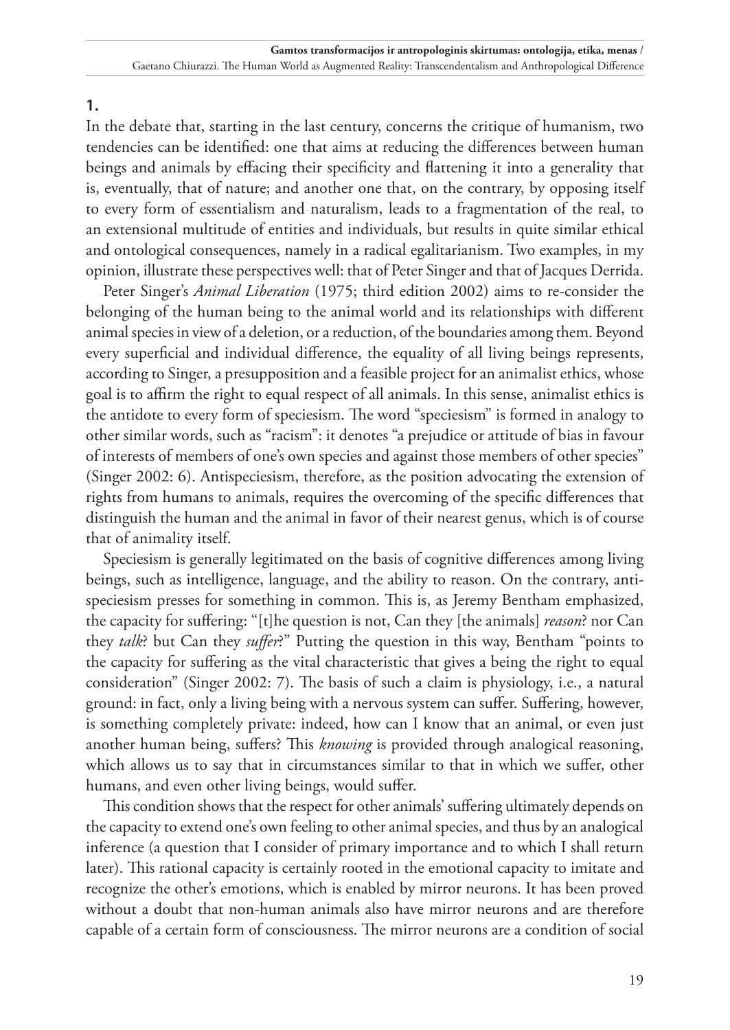## 1.

In the debate that, starting in the last century, concerns the critique of humanism, two tendencies can be identified: one that aims at reducing the differences between human beings and animals by effacing their specificity and flattening it into a generality that is, eventually, that of nature; and another one that, on the contrary, by opposing itself to every form of essentialism and naturalism, leads to a fragmentation of the real, to an extensional multitude of entities and individuals, but results in quite similar ethical and ontological consequences, namely in a radical egalitarianism. Two examples, in my opinion, illustrate these perspectives well: that of Peter Singer and that of Jacques Derrida.

Peter Singer's *Animal Liberation* (1975; third edition 2002) aims to re-consider the belonging of the human being to the animal world and its relationships with different animal species in view of a deletion, or a reduction, of the boundaries among them. Beyond every superficial and individual difference, the equality of all living beings represents, according to Singer, a presupposition and a feasible project for an animalist ethics, whose goal is to affirm the right to equal respect of all animals. In this sense, animalist ethics is the antidote to every form of speciesism. The word "speciesism" is formed in analogy to other similar words, such as "racism": it denotes "a prejudice or attitude of bias in favour of interests of members of one's own species and against those members of other species" (Singer 2002: 6). Antispeciesism, therefore, as the position advocating the extension of rights from humans to animals, requires the overcoming of the specific differences that distinguish the human and the animal in favor of their nearest genus, which is of course that of animality itself.

Speciesism is generally legitimated on the basis of cognitive differences among living beings, such as intelligence, language, and the ability to reason. On the contrary, anti-speciesism presses for something in common. This is, as Jeremy Bentham emphasized, the capacity for suffering: "[t]he question is not, Can they [the animals] *reason*? nor Can they *talk*? but Can they *suffer*?" Putting the question in this way, Bentham "points to the capacity for suffering as the vital characteristic that gives a being the right to equal consideration" (Singer 2002: 7). The basis of such a claim is physiology, i.e., a natural ground: in fact, only a living being with a nervous system can suffer. Suffering, however, is something completely private: indeed, how can I know that an animal, or even just another human being, suffers? This *knowing* is provided through analogical reasoning, which allows us to say that in circumstances similar to that in which we suffer, other humans, and even other living beings, would suffer.

This condition shows that the respect for other animals' suffering ultimately depends on the capacity to extend one's own feeling to other animal species, and thus by an analogical inference (a question that I consider of primary importance and to which I shall return later). This rational capacity is certainly rooted in the emotional capacity to imitate and recognize the other's emotions, which is enabled by mirror neurons. It has been proved without a doubt that non-human animals also have mirror neurons and are therefore capable of a certain form of consciousness. The mirror neurons are a condition of social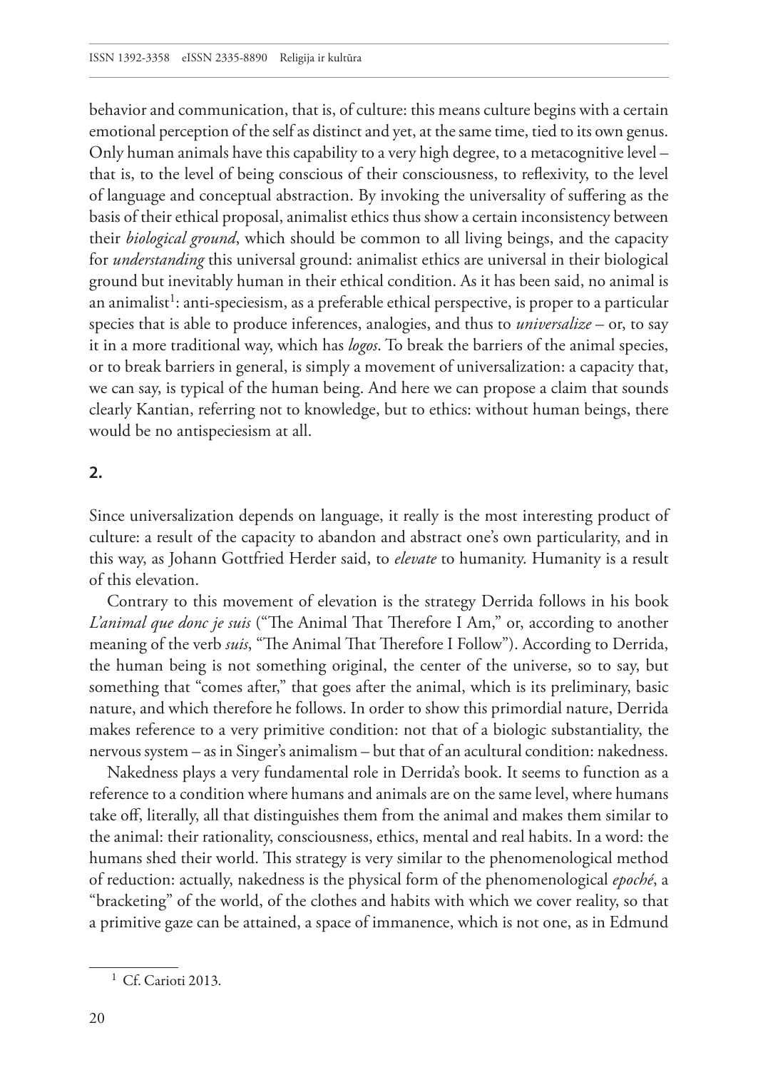behavior and communication, that is, of culture: this means culture begins with a certain emotional perception of the self as distinct and yet, at the same time, tied to its own genus. Only human animals have this capability to a very high degree, to a metacognitive level – that is, to the level of being conscious of their consciousness, to reflexivity, to the level of language and conceptual abstraction. By invoking the universality of suffering as the basis of their ethical proposal, animalist ethics thus show a certain inconsistency between their *biological ground*, which should be common to all living beings, and the capacity for *understanding* this universal ground: animalist ethics are universal in their biological ground but inevitably human in their ethical condition. As it has been said, no animal is an animalist[1]: anti-speciesism, as a preferable ethical perspective, is proper to a particular species that is able to produce inferences, analogies, and thus to *universalize* – or, to say it in a more traditional way, which has *logos*. To break the barriers of the animal species, or to break barriers in general, is simply a movement of universalization: a capacity that, we can say, is typical of the human being. And here we can propose a claim that sounds clearly Kantian, referring not to knowledge, but to ethics: without human beings, there would be no antispeciesism at all.

## 2.

Since universalization depends on language, it really is the most interesting product of culture: a result of the capacity to abandon and abstract one's own particularity, and in this way, as Johann Gottfried Herder said, to *elevate* to humanity. Humanity is a result of this elevation.

Contrary to this movement of elevation is the strategy Derrida follows in his book *L'animal que donc je suis* ("The Animal That Therefore I Am," or, according to another meaning of the verb *suis*, "The Animal That Therefore I Follow"). According to Derrida, the human being is not something original, the center of the universe, so to say, but something that "comes after," that goes after the animal, which is its preliminary, basic nature, and which therefore he follows. In order to show this primordial nature, Derrida makes reference to a very primitive condition: not that of a biologic substantiality, the nervous system – as in Singer's animalism – but that of an acultural condition: nakedness.

Nakedness plays a very fundamental role in Derrida's book. It seems to function as a reference to a condition where humans and animals are on the same level, where humans take off, literally, all that distinguishes them from the animal and makes them similar to the animal: their rationality, consciousness, ethics, mental and real habits. In a word: the humans shed their world. This strategy is very similar to the phenomenological method of reduction: actually, nakedness is the physical form of the phenomenological *epoché*, a "bracketing" of the world, of the clothes and habits with which we cover reality, so that a primitive gaze can be attained, a space of immanence, which is not one, as in Edmund

[1] Cf. Carioti 2013.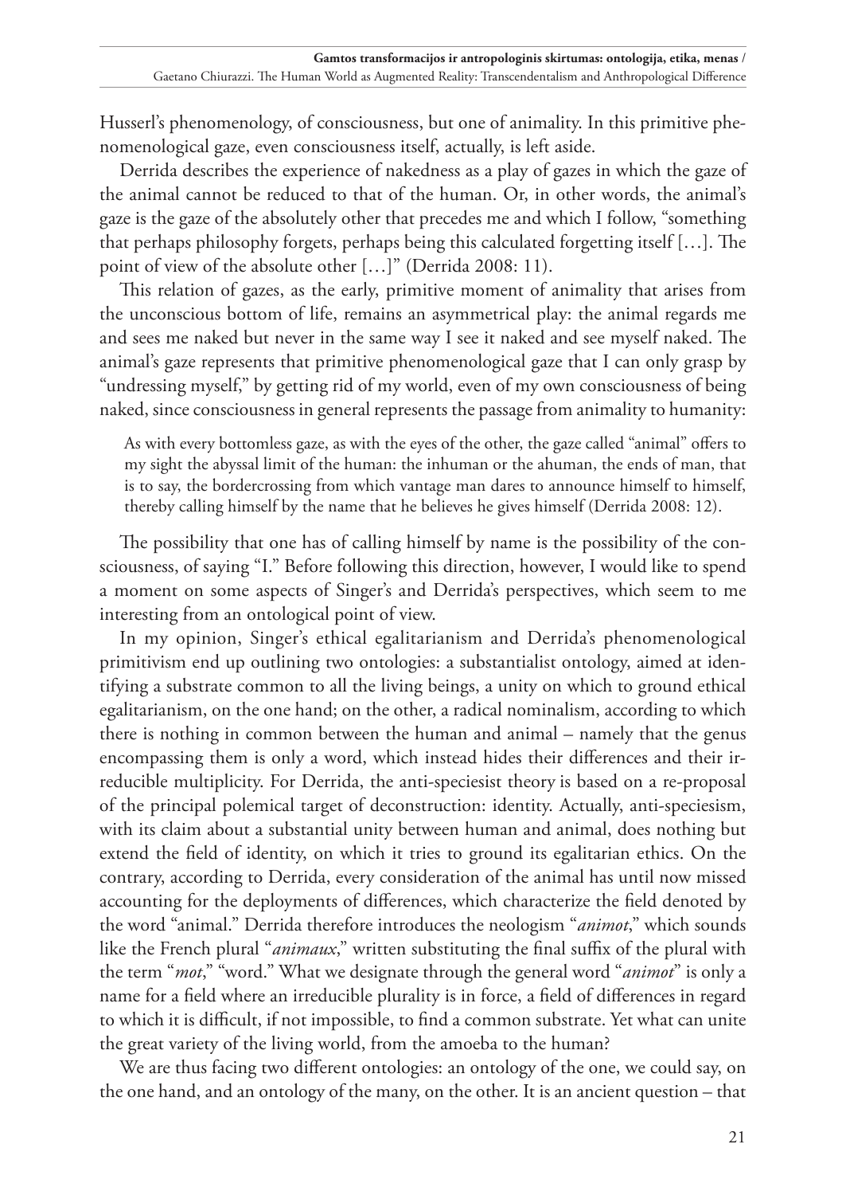Husserl's phenomenology, of consciousness, but one of animality. In this primitive phenomenological gaze, even consciousness itself, actually, is left aside.

Derrida describes the experience of nakedness as a play of gazes in which the gaze of the animal cannot be reduced to that of the human. Or, in other words, the animal's gaze is the gaze of the absolutely other that precedes me and which I follow, "something that perhaps philosophy forgets, perhaps being this calculated forgetting itself […]. The point of view of the absolute other […]" (Derrida 2008: 11).

This relation of gazes, as the early, primitive moment of animality that arises from the unconscious bottom of life, remains an asymmetrical play: the animal regards me and sees me naked but never in the same way I see it naked and see myself naked. The animal's gaze represents that primitive phenomenological gaze that I can only grasp by "undressing myself," by getting rid of my world, even of my own consciousness of being naked, since consciousness in general represents the passage from animality to humanity:

> As with every bottomless gaze, as with the eyes of the other, the gaze called "animal" offers to my sight the abyssal limit of the human: the inhuman or the ahuman, the ends of man, that is to say, the bordercrossing from which vantage man dares to announce himself to himself, thereby calling himself by the name that he believes he gives himself (Derrida 2008: 12).

The possibility that one has of calling himself by name is the possibility of the consciousness, of saying "I." Before following this direction, however, I would like to spend a moment on some aspects of Singer's and Derrida's perspectives, which seem to me interesting from an ontological point of view.

In my opinion, Singer's ethical egalitarianism and Derrida's phenomenological primitivism end up outlining two ontologies: a substantialist ontology, aimed at identifying a substrate common to all the living beings, a unity on which to ground ethical egalitarianism, on the one hand; on the other, a radical nominalism, according to which there is nothing in common between the human and animal – namely that the genus encompassing them is only a word, which instead hides their differences and their irreducible multiplicity. For Derrida, the anti-speciesist theory is based on a re-proposal of the principal polemical target of deconstruction: identity. Actually, anti-speciesism, with its claim about a substantial unity between human and animal, does nothing but extend the field of identity, on which it tries to ground its egalitarian ethics. On the contrary, according to Derrida, every consideration of the animal has until now missed accounting for the deployments of differences, which characterize the field denoted by the word "animal." Derrida therefore introduces the neologism "*animot*," which sounds like the French plural "*animaux*," written substituting the final suffix of the plural with the term "*mot*," "word." What we designate through the general word "*animot*" is only a name for a field where an irreducible plurality is in force, a field of differences in regard to which it is difficult, if not impossible, to find a common substrate. Yet what can unite the great variety of the living world, from the amoeba to the human?

We are thus facing two different ontologies: an ontology of the one, we could say, on the one hand, and an ontology of the many, on the other. It is an ancient question – that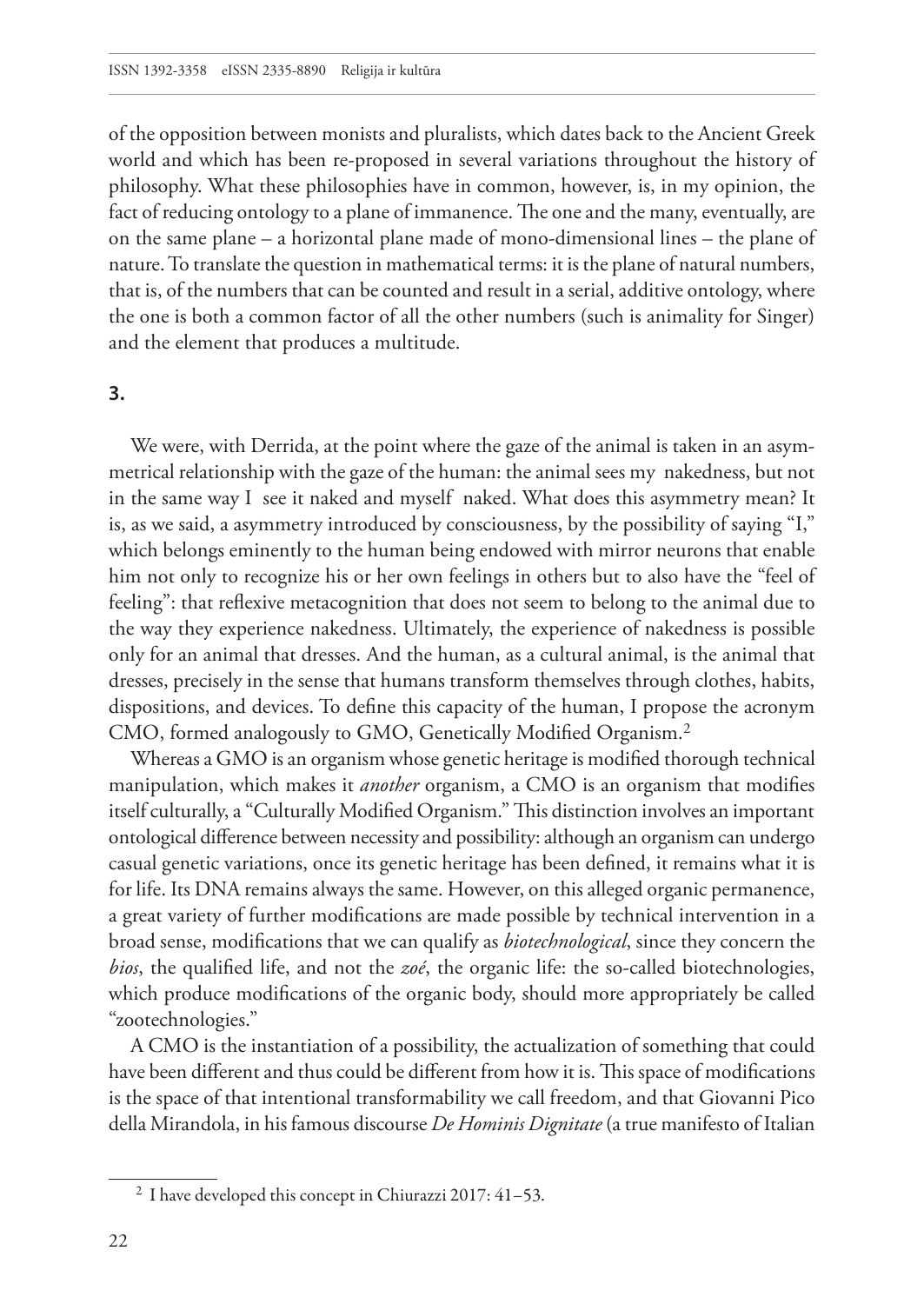of the opposition between monists and pluralists, which dates back to the Ancient Greek world and which has been re-proposed in several variations throughout the history of philosophy. What these philosophies have in common, however, is, in my opinion, the fact of reducing ontology to a plane of immanence. The one and the many, eventually, are on the same plane – a horizontal plane made of mono-dimensional lines – the plane of nature. To translate the question in mathematical terms: it is the plane of natural numbers, that is, of the numbers that can be counted and result in a serial, additive ontology, where the one is both a common factor of all the other numbers (such is animality for Singer) and the element that produces a multitude.

## 3.

We were, with Derrida, at the point where the gaze of the animal is taken in an asymmetrical relationship with the gaze of the human: the animal sees my nakedness, but not in the same way I see it naked and myself naked. What does this asymmetry mean? It is, as we said, a asymmetry introduced by consciousness, by the possibility of saying "I," which belongs eminently to the human being endowed with mirror neurons that enable him not only to recognize his or her own feelings in others but to also have the "feel of feeling": that reflexive metacognition that does not seem to belong to the animal due to the way they experience nakedness. Ultimately, the experience of nakedness is possible only for an animal that dresses. And the human, as a cultural animal, is the animal that dresses, precisely in the sense that humans transform themselves through clothes, habits, dispositions, and devices. To define this capacity of the human, I propose the acronym CMO, formed analogously to GMO, Genetically Modified Organism.[2]

Whereas a GMO is an organism whose genetic heritage is modified thorough technical manipulation, which makes it *another* organism, a CMO is an organism that modifies itself culturally, a "Culturally Modified Organism." This distinction involves an important ontological difference between necessity and possibility: although an organism can undergo casual genetic variations, once its genetic heritage has been defined, it remains what it is for life. Its DNA remains always the same. However, on this alleged organic permanence, a great variety of further modifications are made possible by technical intervention in a broad sense, modifications that we can qualify as *biotechnological*, since they concern the *bios*, the qualified life, and not the *zoé*, the organic life: the so-called biotechnologies, which produce modifications of the organic body, should more appropriately be called "zootechnologies."

A CMO is the instantiation of a possibility, the actualization of something that could have been different and thus could be different from how it is. This space of modifications is the space of that intentional transformability we call freedom, and that Giovanni Pico della Mirandola, in his famous discourse *De Hominis Dignitate* (a true manifesto of Italian

[2] I have developed this concept in Chiurazzi 2017: 41–53.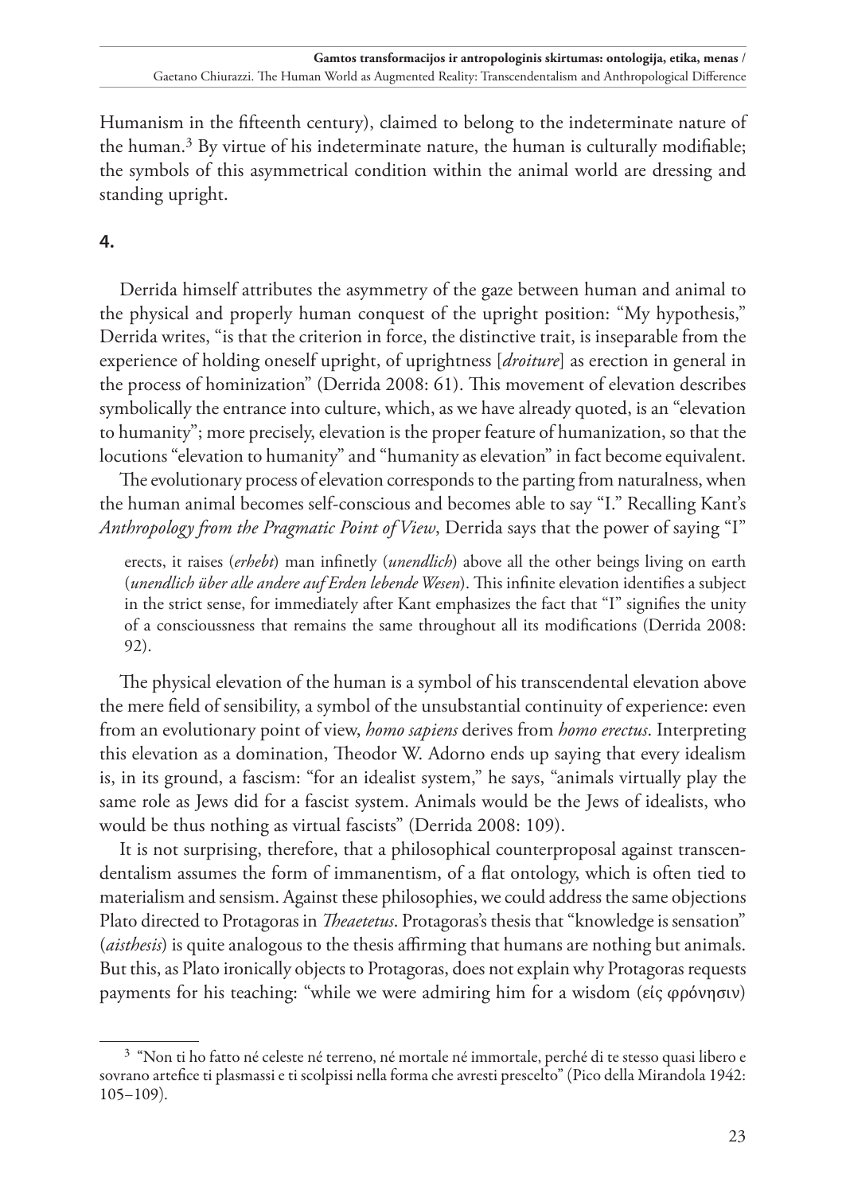Humanism in the fifteenth century), claimed to belong to the indeterminate nature of the human.[3] By virtue of his indeterminate nature, the human is culturally modifiable; the symbols of this asymmetrical condition within the animal world are dressing and standing upright.

## 4.

Derrida himself attributes the asymmetry of the gaze between human and animal to the physical and properly human conquest of the upright position: "My hypothesis," Derrida writes, "is that the criterion in force, the distinctive trait, is inseparable from the experience of holding oneself upright, of uprightness [*droiture*] as erection in general in the process of hominization" (Derrida 2008: 61). This movement of elevation describes symbolically the entrance into culture, which, as we have already quoted, is an "elevation to humanity"; more precisely, elevation is the proper feature of humanization, so that the locutions "elevation to humanity" and "humanity as elevation" in fact become equivalent.

The evolutionary process of elevation corresponds to the parting from naturalness, when the human animal becomes self-conscious and becomes able to say "I." Recalling Kant's *Anthropology from the Pragmatic Point of View*, Derrida says that the power of saying "I"

> erects, it raises (*erhebt*) man infinetly (*unendlich*) above all the other beings living on earth (*unendlich über alle andere auf Erden lebende Wesen*). This infinite elevation identifies a subject in the strict sense, for immediately after Kant emphasizes the fact that "I" signifies the unity of a consciousness that remains the same throughout all its modifications (Derrida 2008: 92).

The physical elevation of the human is a symbol of his transcendental elevation above the mere field of sensibility, a symbol of the unsubstantial continuity of experience: even from an evolutionary point of view, *homo sapiens* derives from *homo erectus*. Interpreting this elevation as a domination, Theodor W. Adorno ends up saying that every idealism is, in its ground, a fascism: "for an idealist system," he says, "animals virtually play the same role as Jews did for a fascist system. Animals would be the Jews of idealists, who would be thus nothing as virtual fascists" (Derrida 2008: 109).

It is not surprising, therefore, that a philosophical counterproposal against transcendentalism assumes the form of immanentism, of a flat ontology, which is often tied to materialism and sensism. Against these philosophies, we could address the same objections Plato directed to Protagoras in *Theaetetus*. Protagoras's thesis that "knowledge is sensation" (*aisthesis*) is quite analogous to the thesis affirming that humans are nothing but animals. But this, as Plato ironically objects to Protagoras, does not explain why Protagoras requests payments for his teaching: "while we were admiring him for a wisdom (εἰς φρόνησιν)

---

[3] "Non ti ho fatto né celeste né terreno, né mortale né immortale, perché di te stesso quasi libero e sovrano artefice ti plasmassi e ti scolpissi nella forma che avresti prescelto" (Pico della Mirandola 1942: 105–109).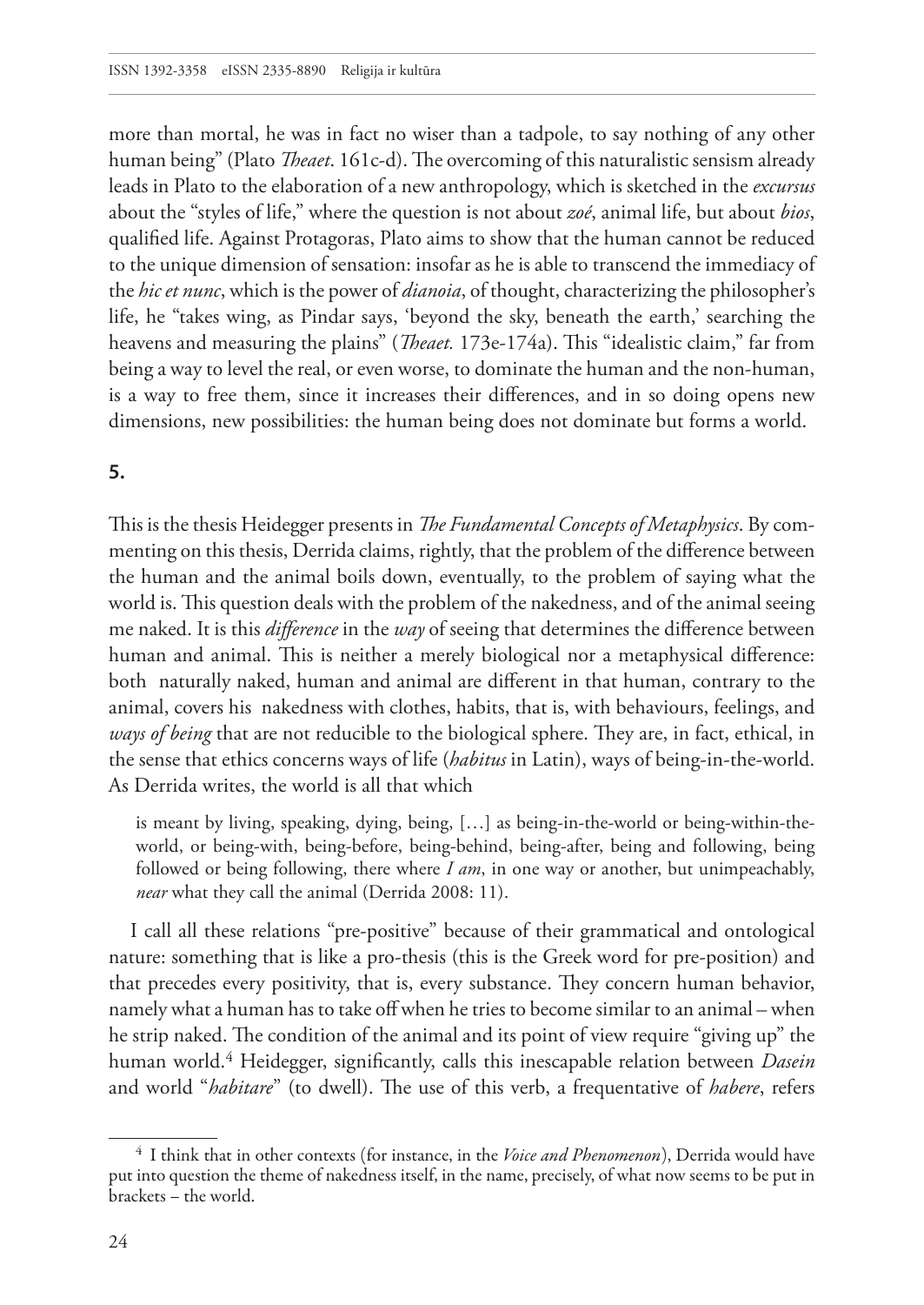more than mortal, he was in fact no wiser than a tadpole, to say nothing of any other human being" (Plato *Theaet*. 161c-d). The overcoming of this naturalistic sensism already leads in Plato to the elaboration of a new anthropology, which is sketched in the *excursus* about the "styles of life," where the question is not about *zoé*, animal life, but about *bios*, qualified life. Against Protagoras, Plato aims to show that the human cannot be reduced to the unique dimension of sensation: insofar as he is able to transcend the immediacy of the *hic et nunc*, which is the power of *dianoia*, of thought, characterizing the philosopher's life, he "takes wing, as Pindar says, 'beyond the sky, beneath the earth,' searching the heavens and measuring the plains" (*Theaet.* 173e-174a). This "idealistic claim," far from being a way to level the real, or even worse, to dominate the human and the non-human, is a way to free them, since it increases their differences, and in so doing opens new dimensions, new possibilities: the human being does not dominate but forms a world.

## 5.

This is the thesis Heidegger presents in *The Fundamental Concepts of Metaphysics*. By commenting on this thesis, Derrida claims, rightly, that the problem of the difference between the human and the animal boils down, eventually, to the problem of saying what the world is. This question deals with the problem of the nakedness, and of the animal seeing me naked. It is this *difference* in the *way* of seeing that determines the difference between human and animal. This is neither a merely biological nor a metaphysical difference: both naturally naked, human and animal are different in that human, contrary to the animal, covers his nakedness with clothes, habits, that is, with behaviours, feelings, and *ways of being* that are not reducible to the biological sphere. They are, in fact, ethical, in the sense that ethics concerns ways of life (*habitus* in Latin), ways of being-in-the-world. As Derrida writes, the world is all that which

> is meant by living, speaking, dying, being, […] as being-in-the-world or being-within-the-world, or being-with, being-before, being-behind, being-after, being and following, being followed or being following, there where *I am*, in one way or another, but unimpeachably, *near* what they call the animal (Derrida 2008: 11).

I call all these relations "pre-positive" because of their grammatical and ontological nature: something that is like a pro-thesis (this is the Greek word for pre-position) and that precedes every positivity, that is, every substance. They concern human behavior, namely what a human has to take off when he tries to become similar to an animal – when he strip naked. The condition of the animal and its point of view require "giving up" the human world.[4] Heidegger, significantly, calls this inescapable relation between *Dasein* and world "*habitare*" (to dwell). The use of this verb, a frequentative of *habere*, refers

[4] I think that in other contexts (for instance, in the *Voice and Phenomenon*), Derrida would have put into question the theme of nakedness itself, in the name, precisely, of what now seems to be put in brackets – the world.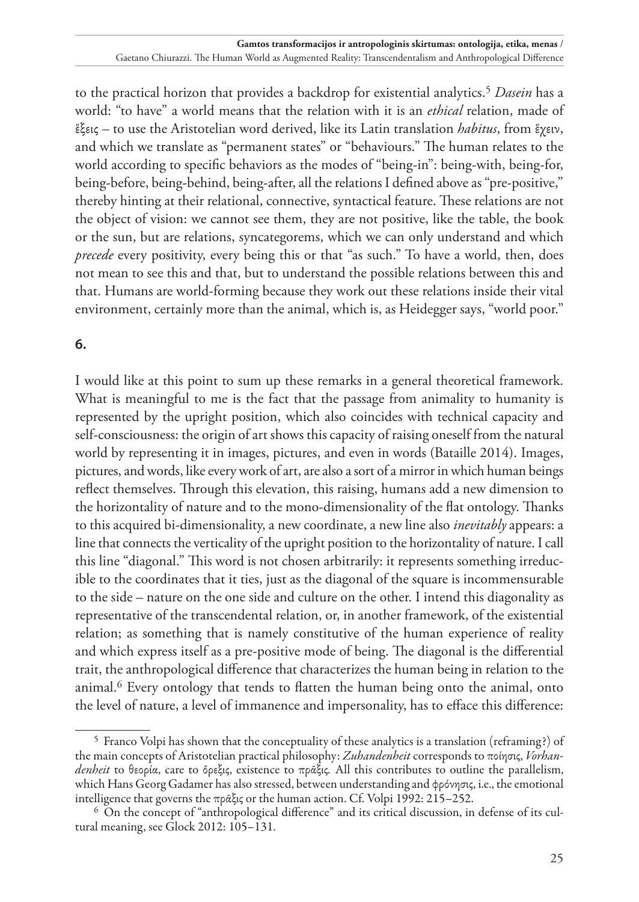to the practical horizon that provides a backdrop for existential analytics.[5] *Dasein* has a world: "to have" a world means that the relation with it is an *ethical* relation, made of ἕξεις – to use the Aristotelian word derived, like its Latin translation *habitus*, from ἔχειν, and which we translate as "permanent states" or "behaviours." The human relates to the world according to specific behaviors as the modes of "being-in": being-with, being-for, being-before, being-behind, being-after, all the relations I defined above as "pre-positive," thereby hinting at their relational, connective, syntactical feature. These relations are not the object of vision: we cannot see them, they are not positive, like the table, the book or the sun, but are relations, syncategorems, which we can only understand and which *precede* every positivity, every being this or that "as such." To have a world, then, does not mean to see this and that, but to understand the possible relations between this and that. Humans are world-forming because they work out these relations inside their vital environment, certainly more than the animal, which is, as Heidegger says, "world poor."

## 6.

I would like at this point to sum up these remarks in a general theoretical framework. What is meaningful to me is the fact that the passage from animality to humanity is represented by the upright position, which also coincides with technical capacity and self-consciousness: the origin of art shows this capacity of raising oneself from the natural world by representing it in images, pictures, and even in words (Bataille 2014). Images, pictures, and words, like every work of art, are also a sort of a mirror in which human beings reflect themselves. Through this elevation, this raising, humans add a new dimension to the horizontality of nature and to the mono-dimensionality of the flat ontology. Thanks to this acquired bi-dimensionality, a new coordinate, a new line also *inevitably* appears: a line that connects the verticality of the upright position to the horizontality of nature. I call this line "diagonal." This word is not chosen arbitrarily: it represents something irreducible to the coordinates that it ties, just as the diagonal of the square is incommensurable to the side – nature on the one side and culture on the other. I intend this diagonality as representative of the transcendental relation, or, in another framework, of the existential relation; as something that is namely constitutive of the human experience of reality and which express itself as a pre-positive mode of being. The diagonal is the differential trait, the anthropological difference that characterizes the human being in relation to the animal.[6] Every ontology that tends to flatten the human being onto the animal, onto the level of nature, a level of immanence and impersonality, has to efface this difference:

---

[5] Franco Volpi has shown that the conceptuality of these analytics is a translation (reframing?) of the main concepts of Aristotelian practical philosophy: *Zuhandenheit* corresponds to ποίησις, *Vorhandenheit* to θεορία, care to ὄρεξις, existence to πρᾶξις. All this contributes to outline the parallelism, which Hans Georg Gadamer has also stressed, between understanding and φρόνησις, i.e., the emotional intelligence that governs the πρᾶξις or the human action. Cf. Volpi 1992: 215–252.

[6] On the concept of "anthropological difference" and its critical discussion, in defense of its cultural meaning, see Glock 2012: 105–131.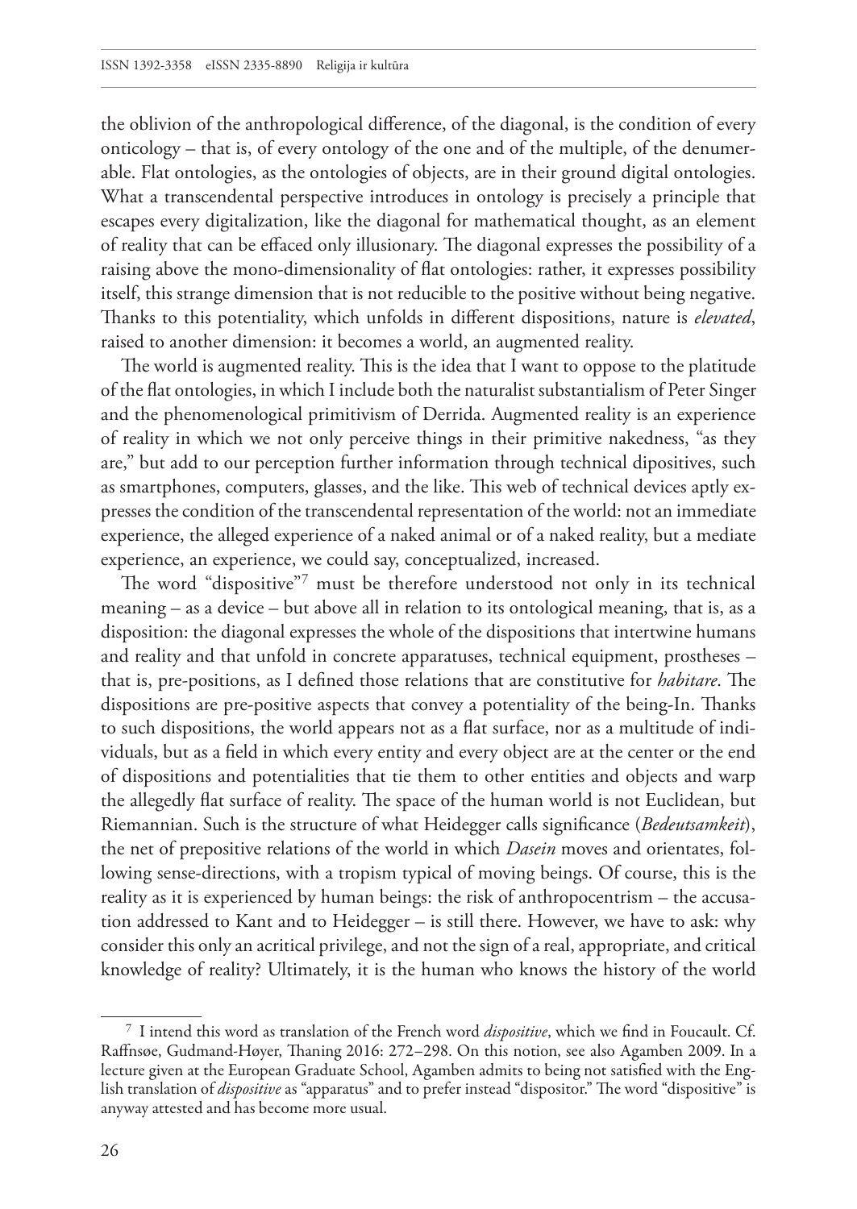the oblivion of the anthropological difference, of the diagonal, is the condition of every onticology – that is, of every ontology of the one and of the multiple, of the denumerable. Flat ontologies, as the ontologies of objects, are in their ground digital ontologies. What a transcendental perspective introduces in ontology is precisely a principle that escapes every digitalization, like the diagonal for mathematical thought, as an element of reality that can be effaced only illusionary. The diagonal expresses the possibility of a raising above the mono-dimensionality of flat ontologies: rather, it expresses possibility itself, this strange dimension that is not reducible to the positive without being negative. Thanks to this potentiality, which unfolds in different dispositions, nature is *elevated*, raised to another dimension: it becomes a world, an augmented reality.

The world is augmented reality. This is the idea that I want to oppose to the platitude of the flat ontologies, in which I include both the naturalist substantialism of Peter Singer and the phenomenological primitivism of Derrida. Augmented reality is an experience of reality in which we not only perceive things in their primitive nakedness, "as they are," but add to our perception further information through technical dipositives, such as smartphones, computers, glasses, and the like. This web of technical devices aptly expresses the condition of the transcendental representation of the world: not an immediate experience, the alleged experience of a naked animal or of a naked reality, but a mediate experience, an experience, we could say, conceptualized, increased.

The word "dispositive"[7] must be therefore understood not only in its technical meaning – as a device – but above all in relation to its ontological meaning, that is, as a disposition: the diagonal expresses the whole of the dispositions that intertwine humans and reality and that unfold in concrete apparatuses, technical equipment, prostheses – that is, pre-positions, as I defined those relations that are constitutive for *habitare*. The dispositions are pre-positive aspects that convey a potentiality of the being-In. Thanks to such dispositions, the world appears not as a flat surface, nor as a multitude of individuals, but as a field in which every entity and every object are at the center or the end of dispositions and potentialities that tie them to other entities and objects and warp the allegedly flat surface of reality. The space of the human world is not Euclidean, but Riemannian. Such is the structure of what Heidegger calls significance (*Bedeutsamkeit*), the net of prepositive relations of the world in which *Dasein* moves and orientates, following sense-directions, with a tropism typical of moving beings. Of course, this is the reality as it is experienced by human beings: the risk of anthropocentrism – the accusation addressed to Kant and to Heidegger – is still there. However, we have to ask: why consider this only an acritical privilege, and not the sign of a real, appropriate, and critical knowledge of reality? Ultimately, it is the human who knows the history of the world

[7] I intend this word as translation of the French word *dispositive*, which we find in Foucault. Cf. Raffnsøe, Gudmand-Høyer, Thaning 2016: 272–298. On this notion, see also Agamben 2009. In a lecture given at the European Graduate School, Agamben admits to being not satisfied with the English translation of *dispositive* as "apparatus" and to prefer instead "dispositor." The word "dispositive" is anyway attested and has become more usual.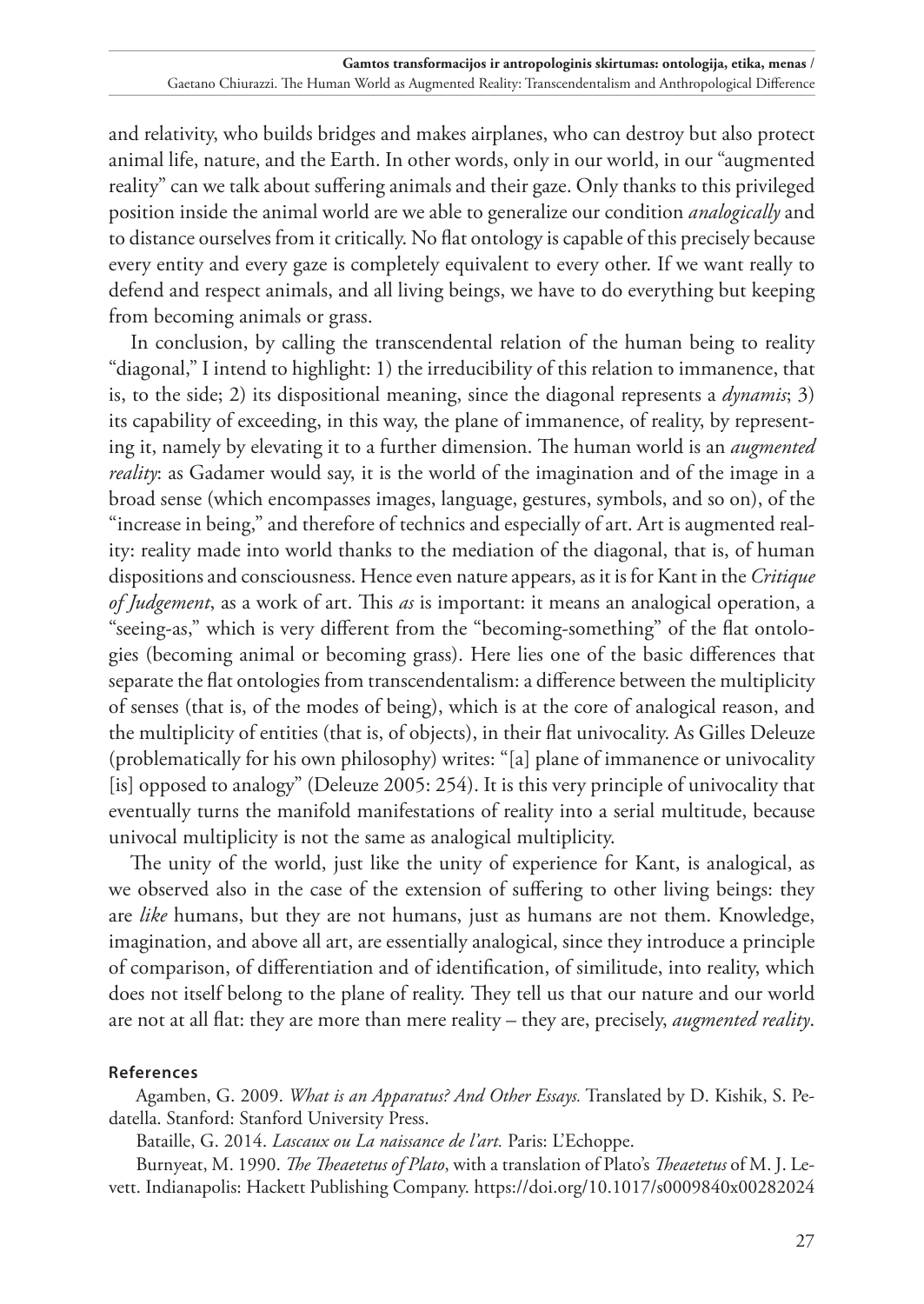and relativity, who builds bridges and makes airplanes, who can destroy but also protect animal life, nature, and the Earth. In other words, only in our world, in our "augmented reality" can we talk about suffering animals and their gaze. Only thanks to this privileged position inside the animal world are we able to generalize our condition *analogically* and to distance ourselves from it critically. No flat ontology is capable of this precisely because every entity and every gaze is completely equivalent to every other. If we want really to defend and respect animals, and all living beings, we have to do everything but keeping from becoming animals or grass.

In conclusion, by calling the transcendental relation of the human being to reality "diagonal," I intend to highlight: 1) the irreducibility of this relation to immanence, that is, to the side; 2) its dispositional meaning, since the diagonal represents a *dynamis*; 3) its capability of exceeding, in this way, the plane of immanence, of reality, by representing it, namely by elevating it to a further dimension. The human world is an *augmented reality*: as Gadamer would say, it is the world of the imagination and of the image in a broad sense (which encompasses images, language, gestures, symbols, and so on), of the "increase in being," and therefore of technics and especially of art. Art is augmented reality: reality made into world thanks to the mediation of the diagonal, that is, of human dispositions and consciousness. Hence even nature appears, as it is for Kant in the *Critique of Judgement*, as a work of art. This *as* is important: it means an analogical operation, a "seeing-as," which is very different from the "becoming-something" of the flat ontologies (becoming animal or becoming grass). Here lies one of the basic differences that separate the flat ontologies from transcendentalism: a difference between the multiplicity of senses (that is, of the modes of being), which is at the core of analogical reason, and the multiplicity of entities (that is, of objects), in their flat univocality. As Gilles Deleuze (problematically for his own philosophy) writes: "[a] plane of immanence or univocality [is] opposed to analogy" (Deleuze 2005: 254). It is this very principle of univocality that eventually turns the manifold manifestations of reality into a serial multitude, because univocal multiplicity is not the same as analogical multiplicity.

The unity of the world, just like the unity of experience for Kant, is analogical, as we observed also in the case of the extension of suffering to other living beings: they are *like* humans, but they are not humans, just as humans are not them. Knowledge, imagination, and above all art, are essentially analogical, since they introduce a principle of comparison, of differentiation and of identification, of similitude, into reality, which does not itself belong to the plane of reality. They tell us that our nature and our world are not at all flat: they are more than mere reality – they are, precisely, *augmented reality*.

## References

Agamben, G. 2009. *What is an Apparatus? And Other Essays.* Translated by D. Kishik, S. Pedatella. Stanford: Stanford University Press.

Bataille, G. 2014. *Lascaux ou La naissance de l'art.* Paris: L'Echoppe.

Burnyeat, M. 1990. *The Theaetetus of Plato*, with a translation of Plato's *Theaetetus* of M. J. Levett. Indianapolis: Hackett Publishing Company. https://doi.org/10.1017/s0009840x00282024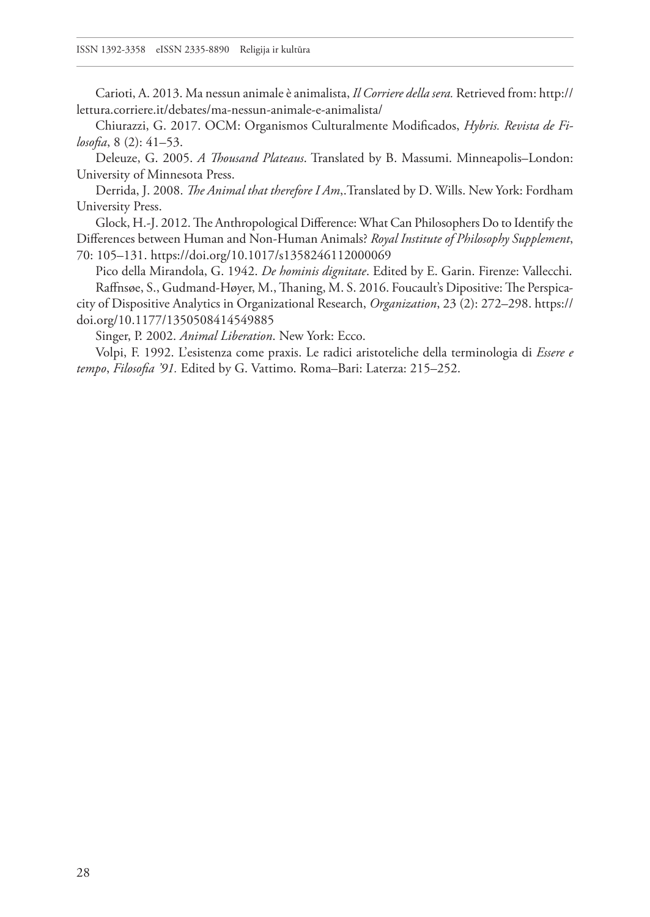Carioti, A. 2013. Ma nessun animale è animalista, *Il Corriere della sera.* Retrieved from: http://lettura.corriere.it/debates/ma-nessun-animale-e-animalista/

Chiurazzi, G. 2017. OCM: Organismos Culturalmente Modificados, *Hybris. Revista de Filosofia*, 8 (2): 41–53.

Deleuze, G. 2005. *A Thousand Plateaus*. Translated by B. Massumi. Minneapolis–London: University of Minnesota Press.

Derrida, J. 2008. *The Animal that therefore I Am*,.Translated by D. Wills. New York: Fordham University Press.

Glock, H.-J. 2012. The Anthropological Difference: What Can Philosophers Do to Identify the Differences between Human and Non-Human Animals? *Royal Institute of Philosophy Supplement*, 70: 105–131. https://doi.org/10.1017/s1358246112000069

Pico della Mirandola, G. 1942. *De hominis dignitate*. Edited by E. Garin. Firenze: Vallecchi.

Raffnsøe, S., Gudmand-Høyer, M., Thaning, M. S. 2016. Foucault's Dipositive: The Perspicacity of Dispositive Analytics in Organizational Research, *Organization*, 23 (2): 272–298. https://doi.org/10.1177/1350508414549885

Singer, P. 2002. *Animal Liberation*. New York: Ecco.

Volpi, F. 1992. L'esistenza come praxis. Le radici aristoteliche della terminologia di *Essere e tempo*, *Filosofia '91.* Edited by G. Vattimo. Roma–Bari: Laterza: 215–252.